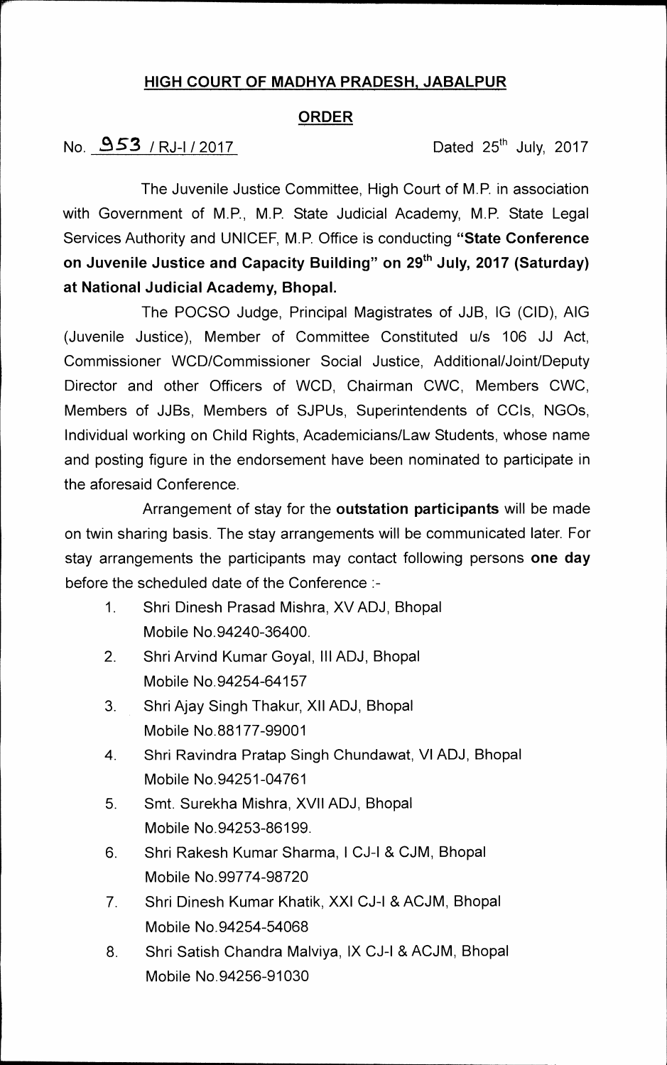# HIGH COURT OF MADHYA PRADESH, JABALPUR

## ORDER

No. 953 / RJ-I / 2017 Dated 25th July, 2017

The Juvenile Justice Committee, High Court of M.P. in association with Government of M.P., M.P. State Judicial Academy, M.P. State Legal Services Authority and UNICEF, M.P. Office is conducting **"State Conference on Juvenile Justice and Capacity Building" on 29th July, 2017 (Saturday) at National Judicial Academy, Bhopal.**

The POCSO Judge, Principal Magistrates of JJB, IG (CID), AIG (Juvenile Justice), Member of Committee Constituted u/s 106 JJ Act, Commissioner WCD/Commissioner Social Justice, Additional/Joint/Deputy Director and other Officers of WCD, Chairman CWC, Members CWC, Members of JJBs, Members of SJPUs, Superintendents of CCIs, NGOs, Individual working on Child Rights, Academicians/Law Students, whose name and posting figure in the endorsement have been nominated to participate in the aforesaid Conference.

Arrangement of stay for the **outstation participants** will be made on twin sharing basis. The stay arrangements will be communicated later. For stay arrangements the participants may contact following persons **one day** before the scheduled date of the Conference :-

1. Shri Dinesh Prasad Mishra, XV ADJ, Bhopal
   Mobile No.94240-36400.
2. Shri Arvind Kumar Goyal, III ADJ, Bhopal
   Mobile No.94254-64157
3. Shri Ajay Singh Thakur, XII ADJ, Bhopal
   Mobile No.88177-99001
4. Shri Ravindra Pratap Singh Chundawat, VI ADJ, Bhopal
   Mobile No.94251-04761
5. Smt. Surekha Mishra, XVII ADJ, Bhopal
   Mobile No.94253-86199.
6. Shri Rakesh Kumar Sharma, I CJ-I & CJM, Bhopal
   Mobile No.99774-98720
7. Shri Dinesh Kumar Khatik, XXI CJ-I & ACJM, Bhopal
   Mobile No.94254-54068
8. Shri Satish Chandra Malviya, IX CJ-I & ACJM, Bhopal
   Mobile No.94256-91030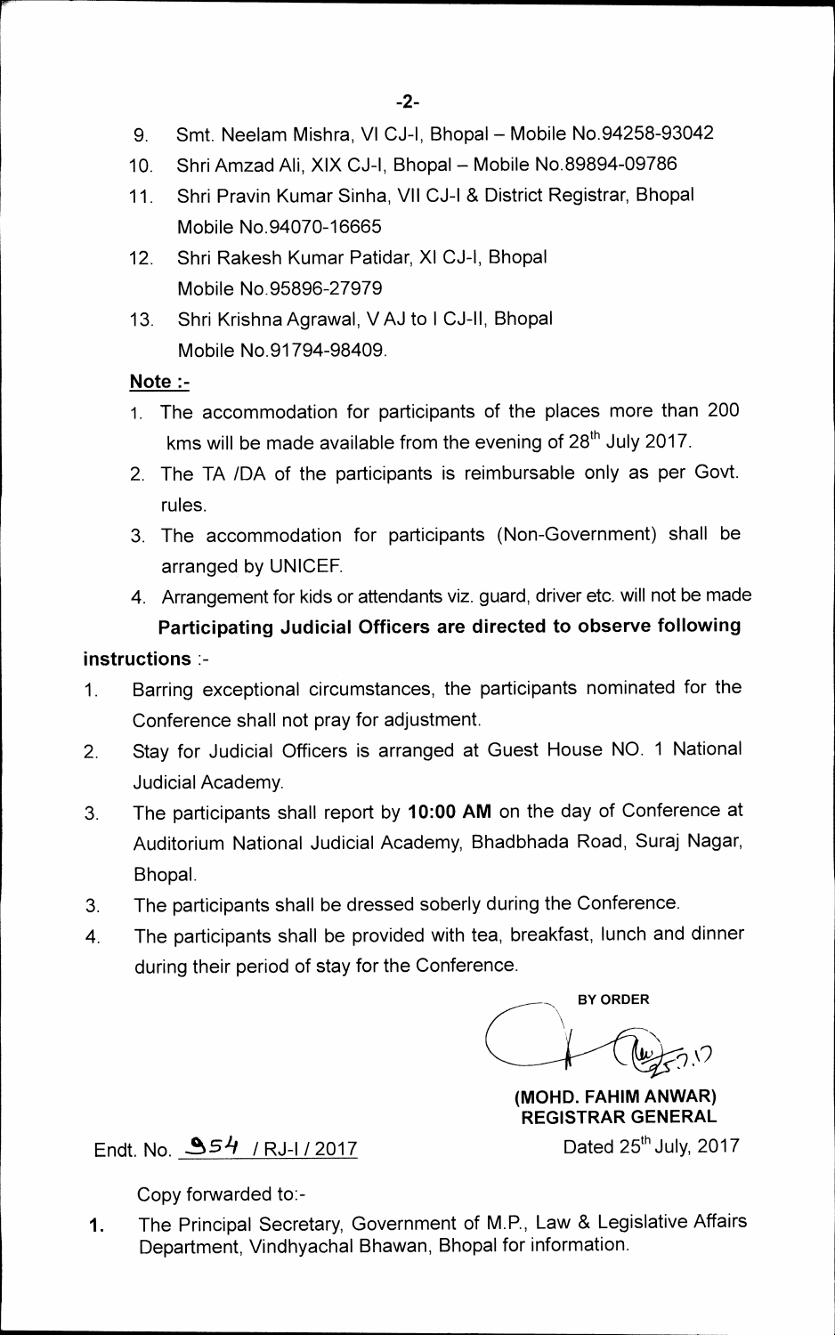9. Smt. Neelam Mishra, VI CJ-I, Bhopal – Mobile No.94258-93042
10. Shri Amzad Ali, XIX CJ-I, Bhopal – Mobile No.89894-09786
11. Shri Pravin Kumar Sinha, VII CJ-I & District Registrar, Bhopal Mobile No.94070-16665
12. Shri Rakesh Kumar Patidar, XI CJ-I, Bhopal Mobile No.95896-27979
13. Shri Krishna Agrawal, V AJ to I CJ-II, Bhopal Mobile No.91794-98409.

**Note :-**

1. The accommodation for participants of the places more than 200 kms will be made available from the evening of 28th July 2017.
2. The TA /DA of the participants is reimbursable only as per Govt. rules.
3. The accommodation for participants (Non-Government) shall be arranged by UNICEF.
4. Arrangement for kids or attendants viz. guard, driver etc. will not be made

**Participating Judicial Officers are directed to observe following instructions** :-

1. Barring exceptional circumstances, the participants nominated for the Conference shall not pray for adjustment.
2. Stay for Judicial Officers is arranged at Guest House NO. 1 National Judicial Academy.
3. The participants shall report by **10:00 AM** on the day of Conference at Auditorium National Judicial Academy, Bhadbhada Road, Suraj Nagar, Bhopal.
3. The participants shall be dressed soberly during the Conference.
4. The participants shall be provided with tea, breakfast, lunch and dinner during their period of stay for the Conference.

BY ORDER

**(MOHD. FAHIM ANWAR)**
**REGISTRAR GENERAL**

Endt. No. 954 / RJ-I / 2017 Dated 25th July, 2017

Copy forwarded to:-

1. The Principal Secretary, Government of M.P., Law & Legislative Affairs Department, Vindhyachal Bhawan, Bhopal for information.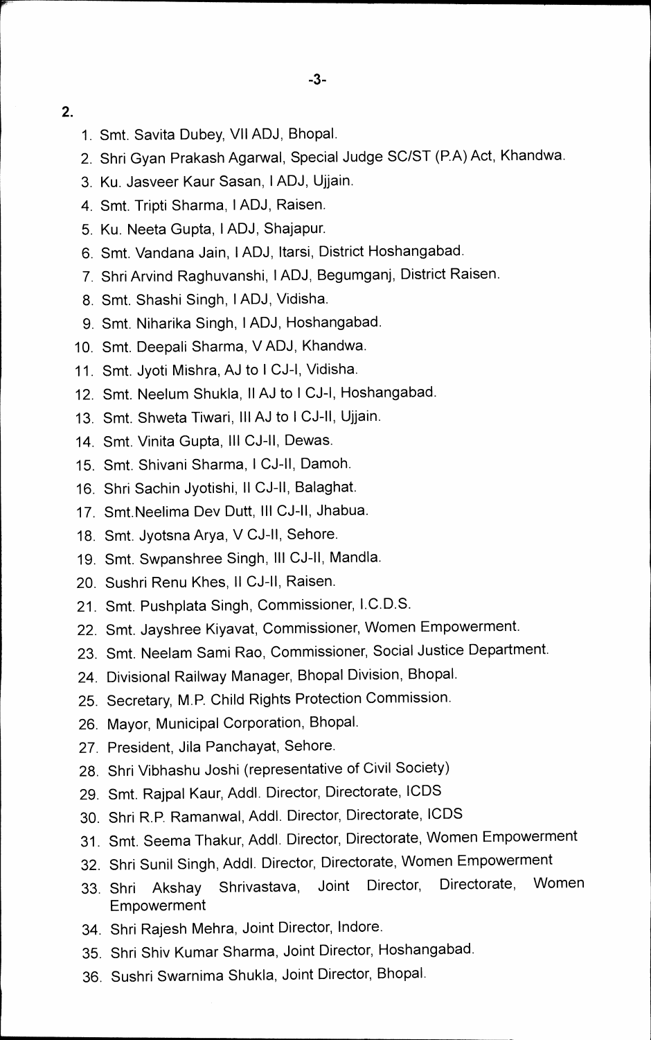2.

1. Smt. Savita Dubey, VII ADJ, Bhopal.
2. Shri Gyan Prakash Agarwal, Special Judge SC/ST (P.A) Act, Khandwa.
3. Ku. Jasveer Kaur Sasan, I ADJ, Ujjain.
4. Smt. Tripti Sharma, I ADJ, Raisen.
5. Ku. Neeta Gupta, I ADJ, Shajapur.
6. Smt. Vandana Jain, I ADJ, Itarsi, District Hoshangabad.
7. Shri Arvind Raghuvanshi, I ADJ, Begumganj, District Raisen.
8. Smt. Shashi Singh, I ADJ, Vidisha.
9. Smt. Niharika Singh, I ADJ, Hoshangabad.
10. Smt. Deepali Sharma, V ADJ, Khandwa.
11. Smt. Jyoti Mishra, AJ to I CJ-I, Vidisha.
12. Smt. Neelum Shukla, II AJ to I CJ-I, Hoshangabad.
13. Smt. Shweta Tiwari, III AJ to I CJ-II, Ujjain.
14. Smt. Vinita Gupta, III CJ-II, Dewas.
15. Smt. Shivani Sharma, I CJ-II, Damoh.
16. Shri Sachin Jyotishi, II CJ-II, Balaghat.
17. Smt.Neelima Dev Dutt, III CJ-II, Jhabua.
18. Smt. Jyotsna Arya, V CJ-II, Sehore.
19. Smt. Swpanshree Singh, III CJ-II, Mandla.
20. Sushri Renu Khes, II CJ-II, Raisen.
21. Smt. Pushplata Singh, Commissioner, I.C.D.S.
22. Smt. Jayshree Kiyavat, Commissioner, Women Empowerment.
23. Smt. Neelam Sami Rao, Commissioner, Social Justice Department.
24. Divisional Railway Manager, Bhopal Division, Bhopal.
25. Secretary, M.P. Child Rights Protection Commission.
26. Mayor, Municipal Corporation, Bhopal.
27. President, Jila Panchayat, Sehore.
28. Shri Vibhashu Joshi (representative of Civil Society)
29. Smt. Rajpal Kaur, Addl. Director, Directorate, ICDS
30. Shri R.P. Ramanwal, Addl. Director, Directorate, ICDS
31. Smt. Seema Thakur, Addl. Director, Directorate, Women Empowerment
32. Shri Sunil Singh, Addl. Director, Directorate, Women Empowerment
33. Shri Akshay Shrivastava, Joint Director, Directorate, Women Empowerment
34. Shri Rajesh Mehra, Joint Director, Indore.
35. Shri Shiv Kumar Sharma, Joint Director, Hoshangabad.
36. Sushri Swarnima Shukla, Joint Director, Bhopal.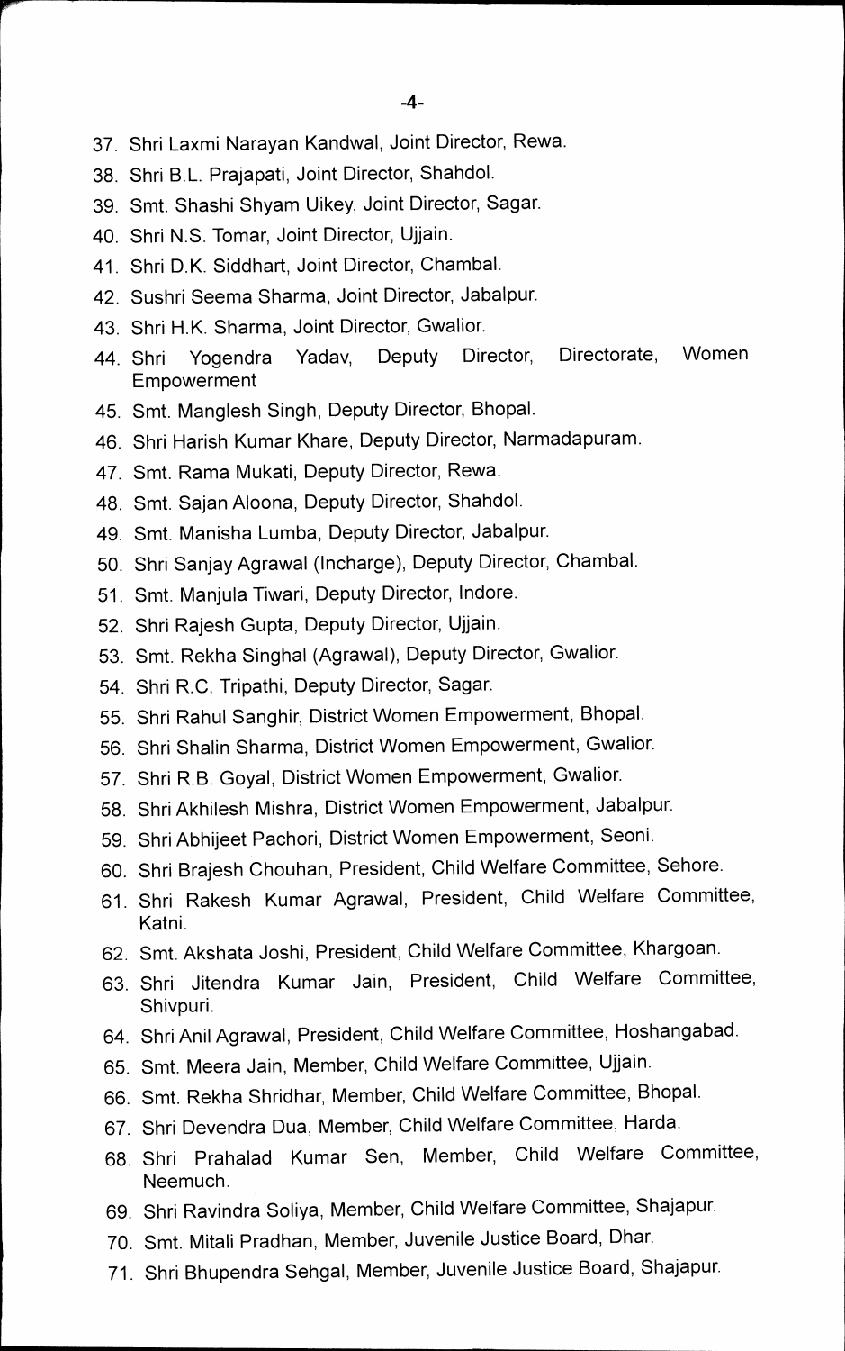37. Shri Laxmi Narayan Kandwal, Joint Director, Rewa.
38. Shri B.L. Prajapati, Joint Director, Shahdol.
39. Smt. Shashi Shyam Uikey, Joint Director, Sagar.
40. Shri N.S. Tomar, Joint Director, Ujjain.
41. Shri D.K. Siddhart, Joint Director, Chambal.
42. Sushri Seema Sharma, Joint Director, Jabalpur.
43. Shri H.K. Sharma, Joint Director, Gwalior.
44. Shri Yogendra Yadav, Deputy Director, Directorate, Women Empowerment
45. Smt. Manglesh Singh, Deputy Director, Bhopal.
46. Shri Harish Kumar Khare, Deputy Director, Narmadapuram.
47. Smt. Rama Mukati, Deputy Director, Rewa.
48. Smt. Sajan Aloona, Deputy Director, Shahdol.
49. Smt. Manisha Lumba, Deputy Director, Jabalpur.
50. Shri Sanjay Agrawal (Incharge), Deputy Director, Chambal.
51. Smt. Manjula Tiwari, Deputy Director, Indore.
52. Shri Rajesh Gupta, Deputy Director, Ujjain.
53. Smt. Rekha Singhal (Agrawal), Deputy Director, Gwalior.
54. Shri R.C. Tripathi, Deputy Director, Sagar.
55. Shri Rahul Sanghir, District Women Empowerment, Bhopal.
56. Shri Shalin Sharma, District Women Empowerment, Gwalior.
57. Shri R.B. Goyal, District Women Empowerment, Gwalior.
58. Shri Akhilesh Mishra, District Women Empowerment, Jabalpur.
59. Shri Abhijeet Pachori, District Women Empowerment, Seoni.
60. Shri Brajesh Chouhan, President, Child Welfare Committee, Sehore.
61. Shri Rakesh Kumar Agrawal, President, Child Welfare Committee, Katni.
62. Smt. Akshata Joshi, President, Child Welfare Committee, Khargoan.
63. Shri Jitendra Kumar Jain, President, Child Welfare Committee, Shivpuri.
64. Shri Anil Agrawal, President, Child Welfare Committee, Hoshangabad.
65. Smt. Meera Jain, Member, Child Welfare Committee, Ujjain.
66. Smt. Rekha Shridhar, Member, Child Welfare Committee, Bhopal.
67. Shri Devendra Dua, Member, Child Welfare Committee, Harda.
68. Shri Prahalad Kumar Sen, Member, Child Welfare Committee, Neemuch.
69. Shri Ravindra Soliya, Member, Child Welfare Committee, Shajapur.
70. Smt. Mitali Pradhan, Member, Juvenile Justice Board, Dhar.
71. Shri Bhupendra Sehgal, Member, Juvenile Justice Board, Shajapur.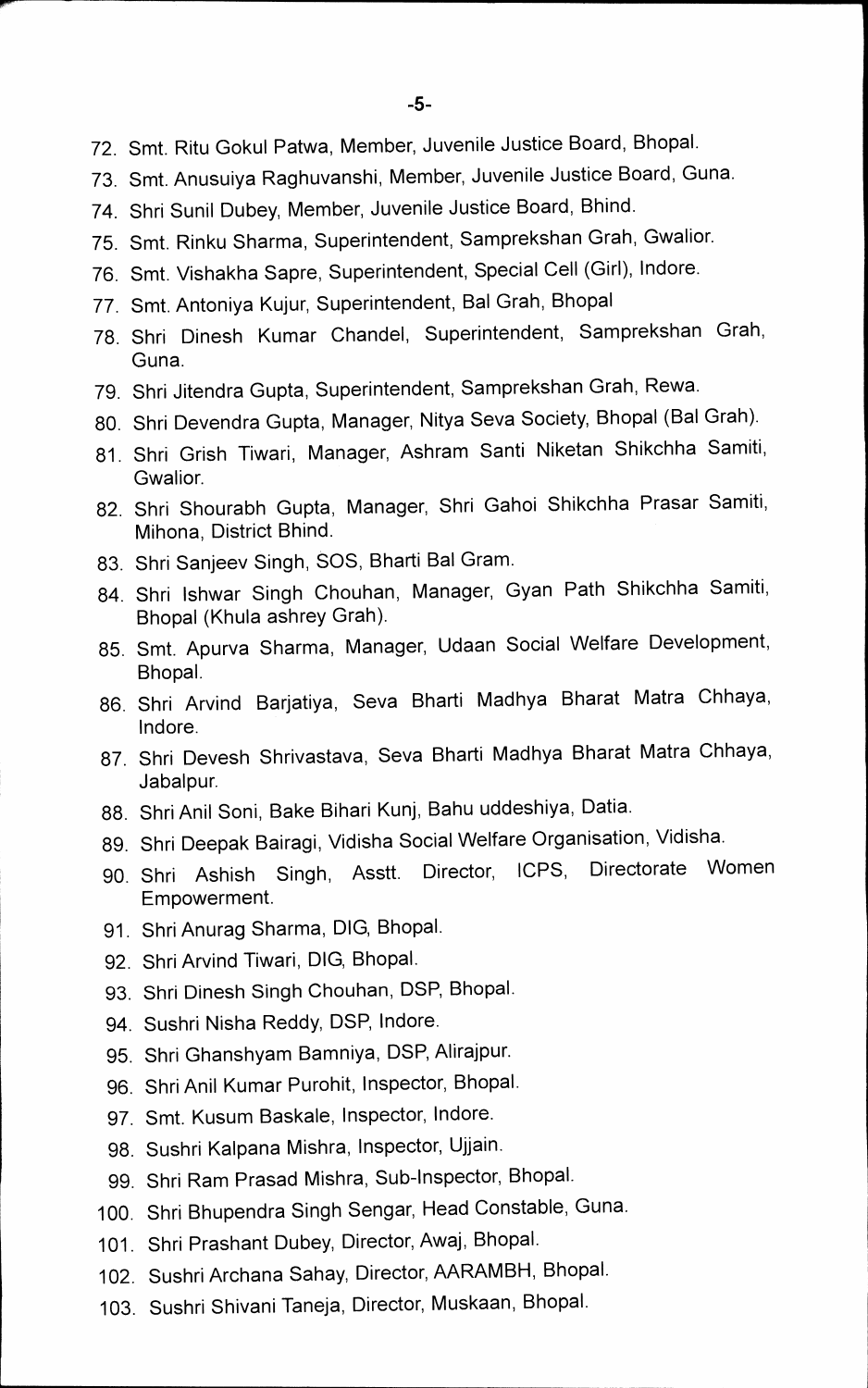72. Smt. Ritu Gokul Patwa, Member, Juvenile Justice Board, Bhopal.
73. Smt. Anusuiya Raghuvanshi, Member, Juvenile Justice Board, Guna.
74. Shri Sunil Dubey, Member, Juvenile Justice Board, Bhind.
75. Smt. Rinku Sharma, Superintendent, Samprekshan Grah, Gwalior.
76. Smt. Vishakha Sapre, Superintendent, Special Cell (Girl), Indore.
77. Smt. Antoniya Kujur, Superintendent, Bal Grah, Bhopal
78. Shri Dinesh Kumar Chandel, Superintendent, Samprekshan Grah, Guna.
79. Shri Jitendra Gupta, Superintendent, Samprekshan Grah, Rewa.
80. Shri Devendra Gupta, Manager, Nitya Seva Society, Bhopal (Bal Grah).
81. Shri Grish Tiwari, Manager, Ashram Santi Niketan Shikchha Samiti, Gwalior.
82. Shri Shourabh Gupta, Manager, Shri Gahoi Shikchha Prasar Samiti, Mihona, District Bhind.
83. Shri Sanjeev Singh, SOS, Bharti Bal Gram.
84. Shri Ishwar Singh Chouhan, Manager, Gyan Path Shikchha Samiti, Bhopal (Khula ashrey Grah).
85. Smt. Apurva Sharma, Manager, Udaan Social Welfare Development, Bhopal.
86. Shri Arvind Barjatiya, Seva Bharti Madhya Bharat Matra Chhaya, Indore.
87. Shri Devesh Shrivastava, Seva Bharti Madhya Bharat Matra Chhaya, Jabalpur.
88. Shri Anil Soni, Bake Bihari Kunj, Bahu uddeshiya, Datia.
89. Shri Deepak Bairagi, Vidisha Social Welfare Organisation, Vidisha.
90. Shri Ashish Singh, Asstt. Director, ICPS, Directorate Women Empowerment.
91. Shri Anurag Sharma, DIG, Bhopal.
92. Shri Arvind Tiwari, DIG, Bhopal.
93. Shri Dinesh Singh Chouhan, DSP, Bhopal.
94. Sushri Nisha Reddy, DSP, Indore.
95. Shri Ghanshyam Bamniya, DSP, Alirajpur.
96. Shri Anil Kumar Purohit, Inspector, Bhopal.
97. Smt. Kusum Baskale, Inspector, Indore.
98. Sushri Kalpana Mishra, Inspector, Ujjain.
99. Shri Ram Prasad Mishra, Sub-Inspector, Bhopal.
100. Shri Bhupendra Singh Sengar, Head Constable, Guna.
101. Shri Prashant Dubey, Director, Awaj, Bhopal.
102. Sushri Archana Sahay, Director, AARAMBH, Bhopal.
103. Sushri Shivani Taneja, Director, Muskaan, Bhopal.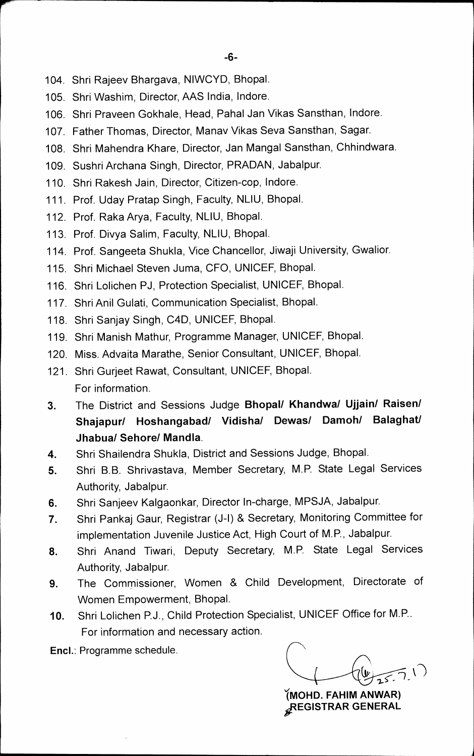104. Shri Rajeev Bhargava, NIWCYD, Bhopal.
105. Shri Washim, Director, AAS India, Indore.
106. Shri Praveen Gokhale, Head, Pahal Jan Vikas Sansthan, Indore.
107. Father Thomas, Director, Manav Vikas Seva Sansthan, Sagar.
108. Shri Mahendra Khare, Director, Jan Mangal Sansthan, Chhindwara.
109. Sushri Archana Singh, Director, PRADAN, Jabalpur.
110. Shri Rakesh Jain, Director, Citizen-cop, Indore.
111. Prof. Uday Pratap Singh, Faculty, NLIU, Bhopal.
112. Prof. Raka Arya, Faculty, NLIU, Bhopal.
113. Prof. Divya Salim, Faculty, NLIU, Bhopal.
114. Prof. Sangeeta Shukla, Vice Chancellor, Jiwaji University, Gwalior.
115. Shri Michael Steven Juma, CFO, UNICEF, Bhopal.
116. Shri Lolichen PJ, Protection Specialist, UNICEF, Bhopal.
117. Shri Anil Gulati, Communication Specialist, Bhopal.
118. Shri Sanjay Singh, C4D, UNICEF, Bhopal.
119. Shri Manish Mathur, Programme Manager, UNICEF, Bhopal.
120. Miss. Advaita Marathe, Senior Consultant, UNICEF, Bhopal.
121. Shri Gurjeet Rawat, Consultant, UNICEF, Bhopal.

For information.

3. The District and Sessions Judge **Bhopal/ Khandwa/ Ujjain/ Raisen/ Shajapur/ Hoshangabad/ Vidisha/ Dewas/ Damoh/ Balaghat/ Jhabua/ Sehore/ Mandla**.
4. Shri Shailendra Shukla, District and Sessions Judge, Bhopal.
5. Shri B.B. Shrivastava, Member Secretary, M.P. State Legal Services Authority, Jabalpur.
6. Shri Sanjeev Kalgaonkar, Director In-charge, MPSJA, Jabalpur.
7. Shri Pankaj Gaur, Registrar (J-I) & Secretary, Monitoring Committee for implementation Juvenile Justice Act, High Court of M.P., Jabalpur.
8. Shri Anand Tiwari, Deputy Secretary, M.P. State Legal Services Authority, Jabalpur.
9. The Commissioner, Women & Child Development, Directorate of Women Empowerment, Bhopal.
10. Shri Lolichen P.J., Child Protection Specialist, UNICEF Office for M.P..

For information and necessary action.

**Encl.**: Programme schedule.

25.7.17

**(MOHD. FAHIM ANWAR)**
**REGISTRAR GENERAL**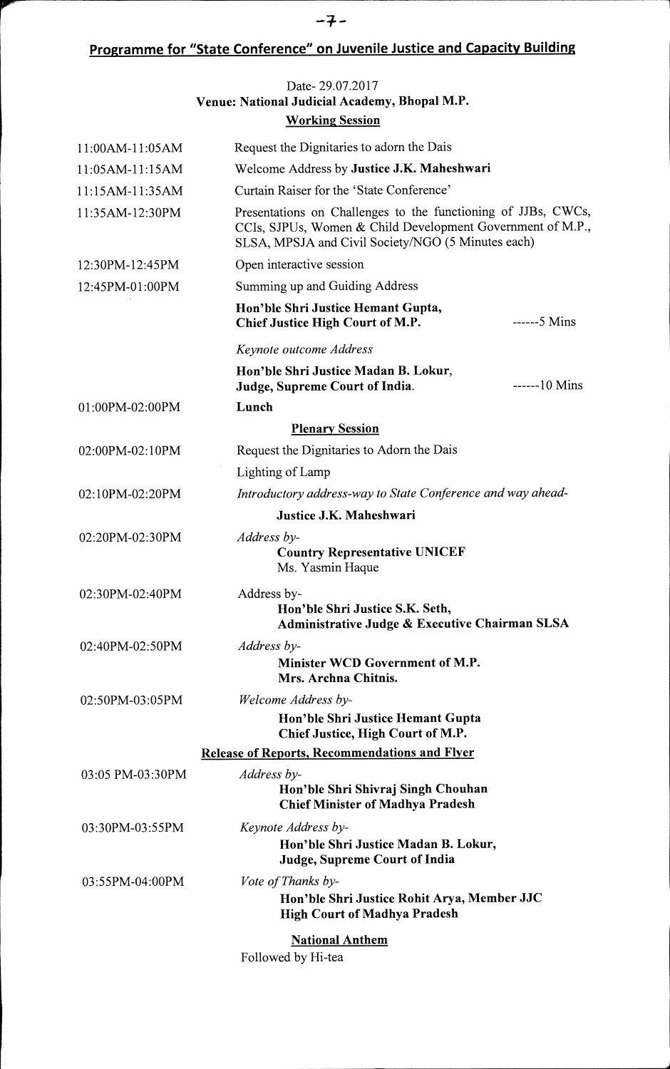## Programme for "State Conference" on Juvenile Justice and Capacity Building

Date- 29.07.2017

**Venue: National Judicial Academy, Bhopal M.P.**

**Working Session**

| | |
|---|---|
| 11:00AM-11:05AM | Request the Dignitaries to adorn the Dais |
| 11:05AM-11:15AM | Welcome Address by **Justice J.K. Maheshwari** |
| 11:15AM-11:35AM | Curtain Raiser for the 'State Conference' |
| 11:35AM-12:30PM | Presentations on Challenges to the functioning of JJBs, CWCs, CCIs, SJPUs, Women & Child Development Government of M.P., SLSA, MPSJA and Civil Society/NGO (5 Minutes each) |
| 12:30PM-12:45PM | Open interactive session |
| 12:45PM-01:00PM | Summing up and Guiding Address<br>**Hon'ble Shri Justice Hemant Gupta, Chief Justice High Court of M.P.** ------5 Mins<br>*Keynote outcome Address*<br>**Hon'ble Shri Justice Madan B. Lokur, Judge, Supreme Court of India.** ------10 Mins |
| 01:00PM-02:00PM | **Lunch** |

**Plenary Session**

| | |
|---|---|
| 02:00PM-02:10PM | Request the Dignitaries to Adorn the Dais<br>Lighting of Lamp |
| 02:10PM-02:20PM | *Introductory address-way to State Conference and way ahead-*<br>**Justice J.K. Maheshwari** |
| 02:20PM-02:30PM | *Address by-*<br>**Country Representative UNICEF**<br>Ms. Yasmin Haque |
| 02:30PM-02:40PM | Address by-<br>**Hon'ble Shri Justice S.K. Seth, Administrative Judge & Executive Chairman SLSA** |
| 02:40PM-02:50PM | *Address by-*<br>**Minister WCD Government of M.P. Mrs. Archna Chitnis.** |
| 02:50PM-03:05PM | *Welcome Address by-*<br>**Hon'ble Shri Justice Hemant Gupta Chief Justice, High Court of M.P.** |

**Release of Reports, Recommendations and Flyer**

| | |
|---|---|
| 03:05 PM-03:30PM | *Address by-*<br>**Hon'ble Shri Shivraj Singh Chouhan Chief Minister of Madhya Pradesh** |
| 03:30PM-03:55PM | *Keynote Address by-*<br>**Hon'ble Shri Justice Madan B. Lokur, Judge, Supreme Court of India** |
| 03:55PM-04:00PM | *Vote of Thanks by-*<br>**Hon'ble Shri Justice Rohit Arya, Member JJC High Court of Madhya Pradesh** |

**National Anthem**

Followed by Hi-tea